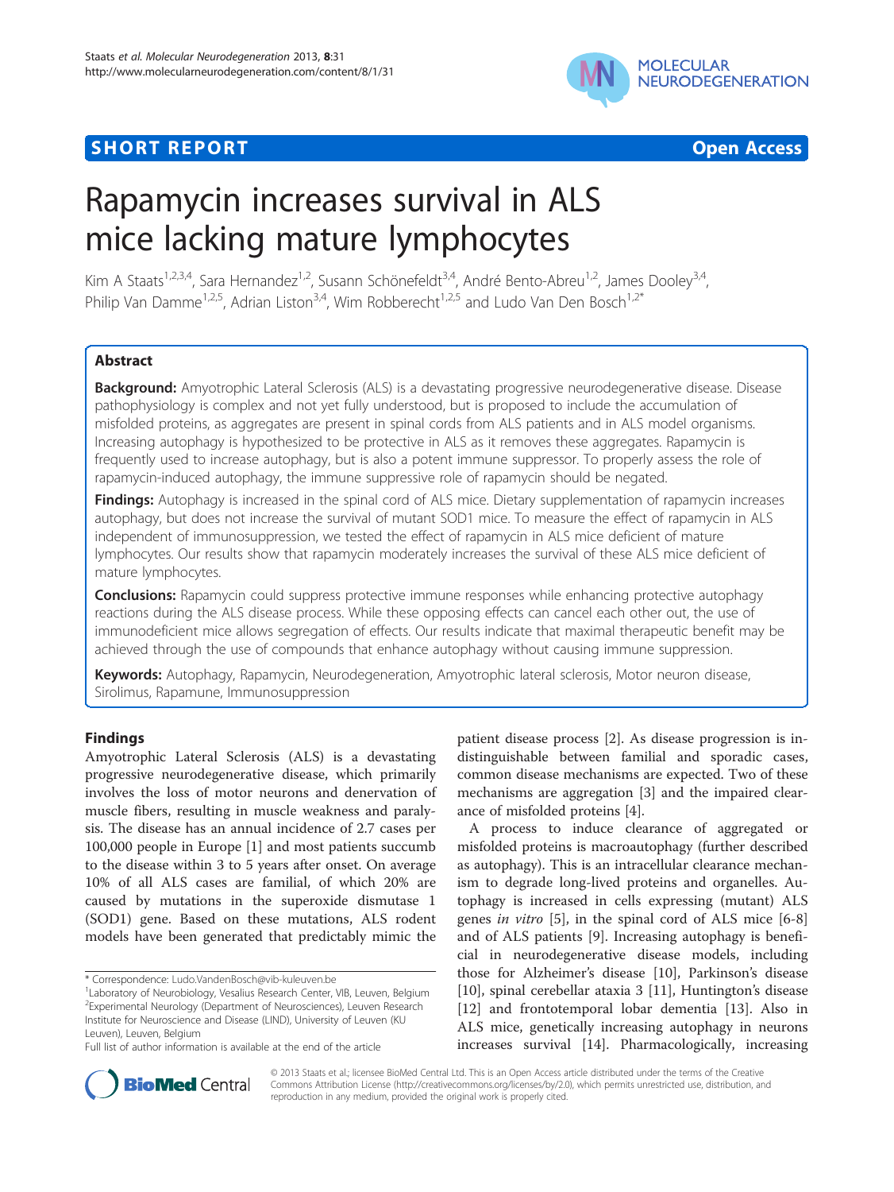SHORT REPORT — Open Access

# Rapamycin increases survival in ALS mice lacking mature lymphocytes

Kim A Staats[1,2,3,4], Sara Hernandez[1,2], Susann Schönefeldt[3,4], André Bento-Abreu[1,2], James Dooley[3,4], Philip Van Damme[1,2,5], Adrian Liston[3,4], Wim Robberecht[1,2,5] and Ludo Van Den Bosch[1,2*]

## Abstract

**Background:** Amyotrophic Lateral Sclerosis (ALS) is a devastating progressive neurodegenerative disease. Disease pathophysiology is complex and not yet fully understood, but is proposed to include the accumulation of misfolded proteins, as aggregates are present in spinal cords from ALS patients and in ALS model organisms. Increasing autophagy is hypothesized to be protective in ALS as it removes these aggregates. Rapamycin is frequently used to increase autophagy, but is also a potent immune suppressor. To properly assess the role of rapamycin-induced autophagy, the immune suppressive role of rapamycin should be negated.

**Findings:** Autophagy is increased in the spinal cord of ALS mice. Dietary supplementation of rapamycin increases autophagy, but does not increase the survival of mutant SOD1 mice. To measure the effect of rapamycin in ALS independent of immunosuppression, we tested the effect of rapamycin in ALS mice deficient of mature lymphocytes. Our results show that rapamycin moderately increases the survival of these ALS mice deficient of mature lymphocytes.

**Conclusions:** Rapamycin could suppress protective immune responses while enhancing protective autophagy reactions during the ALS disease process. While these opposing effects can cancel each other out, the use of immunodeficient mice allows segregation of effects. Our results indicate that maximal therapeutic benefit may be achieved through the use of compounds that enhance autophagy without causing immune suppression.

**Keywords:** Autophagy, Rapamycin, Neurodegeneration, Amyotrophic lateral sclerosis, Motor neuron disease, Sirolimus, Rapamune, Immunosuppression

## Findings

Amyotrophic Lateral Sclerosis (ALS) is a devastating progressive neurodegenerative disease, which primarily involves the loss of motor neurons and denervation of muscle fibers, resulting in muscle weakness and paralysis. The disease has an annual incidence of 2.7 cases per 100,000 people in Europe [1] and most patients succumb to the disease within 3 to 5 years after onset. On average 10% of all ALS cases are familial, of which 20% are caused by mutations in the superoxide dismutase 1 (SOD1) gene. Based on these mutations, ALS rodent models have been generated that predictably mimic the patient disease process [2]. As disease progression is indistinguishable between familial and sporadic cases, common disease mechanisms are expected. Two of these mechanisms are aggregation [3] and the impaired clearance of misfolded proteins [4].

A process to induce clearance of aggregated or misfolded proteins is macroautophagy (further described as autophagy). This is an intracellular clearance mechanism to degrade long-lived proteins and organelles. Autophagy is increased in cells expressing (mutant) ALS genes *in vitro* [5], in the spinal cord of ALS mice [6-8] and of ALS patients [9]. Increasing autophagy is beneficial in neurodegenerative disease models, including those for Alzheimer's disease [10], Parkinson's disease [10], spinal cerebellar ataxia 3 [11], Huntington's disease [12] and frontotemporal lobar dementia [13]. Also in ALS mice, genetically increasing autophagy in neurons increases survival [14]. Pharmacologically, increasing

\* Correspondence: Ludo.VandenBosch@vib-kuleuven.be
[1]Laboratory of Neurobiology, Vesalius Research Center, VIB, Leuven, Belgium
[2]Experimental Neurology (Department of Neurosciences), Leuven Research Institute for Neuroscience and Disease (LIND), University of Leuven (KU Leuven), Leuven, Belgium
Full list of author information is available at the end of the article

© 2013 Staats et al.; licensee BioMed Central Ltd. This is an Open Access article distributed under the terms of the Creative Commons Attribution License (http://creativecommons.org/licenses/by/2.0), which permits unrestricted use, distribution, and reproduction in any medium, provided the original work is properly cited.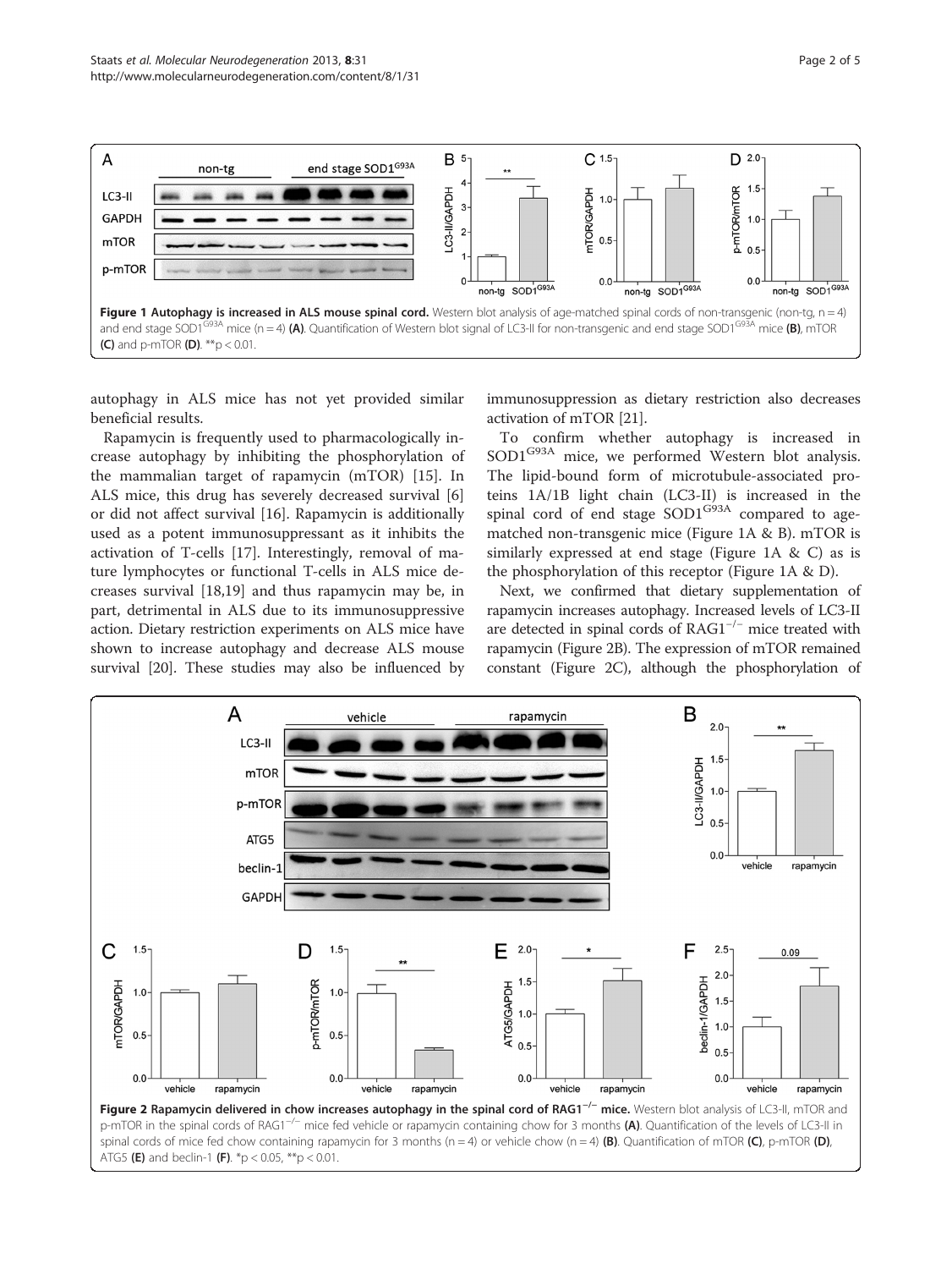Figure 1 Autophagy is increased in ALS mouse spinal cord. Western blot analysis of age-matched spinal cords of non-transgenic (non-tg, n = 4) and end stage SOD1$^{G93A}$ mice (n = 4) (A). Quantification of Western blot signal of LC3-II for non-transgenic and end stage SOD1$^{G93A}$ mice (B), mTOR (C) and p-mTOR (D). **p < 0.01.

autophagy in ALS mice has not yet provided similar beneficial results.

Rapamycin is frequently used to pharmacologically increase autophagy by inhibiting the phosphorylation of the mammalian target of rapamycin (mTOR) [15]. In ALS mice, this drug has severely decreased survival [6] or did not affect survival [16]. Rapamycin is additionally used as a potent immunosuppressant as it inhibits the activation of T-cells [17]. Interestingly, removal of mature lymphocytes or functional T-cells in ALS mice decreases survival [18,19] and thus rapamycin may be, in part, detrimental in ALS due to its immunosuppressive action. Dietary restriction experiments on ALS mice have shown to increase autophagy and decrease ALS mouse survival [20]. These studies may also be influenced by immunosuppression as dietary restriction also decreases activation of mTOR [21].

To confirm whether autophagy is increased in SOD1$^{G93A}$ mice, we performed Western blot analysis. The lipid-bound form of microtubule-associated proteins 1A/1B light chain (LC3-II) is increased in the spinal cord of end stage SOD1$^{G93A}$ compared to age-matched non-transgenic mice (Figure 1A & B). mTOR is similarly expressed at end stage (Figure 1A & C) as is the phosphorylation of this receptor (Figure 1A & D).

Next, we confirmed that dietary supplementation of rapamycin increases autophagy. Increased levels of LC3-II are detected in spinal cords of RAG1$^{-/-}$ mice treated with rapamycin (Figure 2B). The expression of mTOR remained constant (Figure 2C), although the phosphorylation of

Figure 2 Rapamycin delivered in chow increases autophagy in the spinal cord of RAG1$^{-/-}$ mice. Western blot analysis of LC3-II, mTOR and p-mTOR in the spinal cords of RAG1$^{-/-}$ mice fed vehicle or rapamycin containing chow for 3 months (A). Quantification of the levels of LC3-II in spinal cords of mice fed chow containing rapamycin for 3 months (n = 4) or vehicle chow (n = 4) (B). Quantification of mTOR (C), p-mTOR (D), ATG5 (E) and beclin-1 (F). *p < 0.05, **p < 0.01.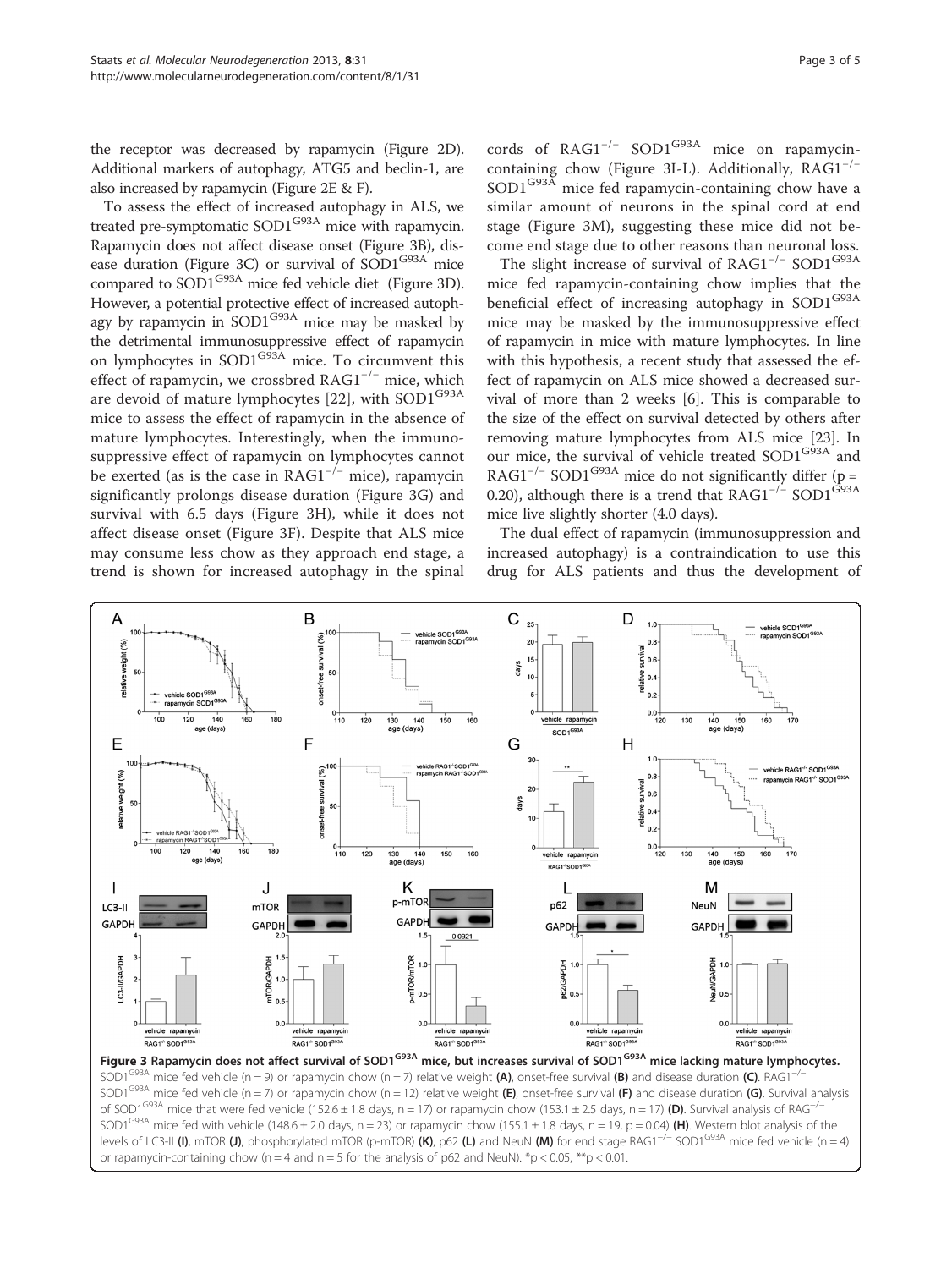the receptor was decreased by rapamycin (Figure 2D). Additional markers of autophagy, ATG5 and beclin-1, are also increased by rapamycin (Figure 2E & F).

To assess the effect of increased autophagy in ALS, we treated pre-symptomatic $SOD1^{G93A}$ mice with rapamycin. Rapamycin does not affect disease onset (Figure 3B), disease duration (Figure 3C) or survival of $SOD1^{G93A}$ mice compared to $SOD1^{G93A}$ mice fed vehicle diet (Figure 3D). However, a potential protective effect of increased autophagy by rapamycin in $SOD1^{G93A}$ mice may be masked by the detrimental immunosuppressive effect of rapamycin on lymphocytes in $SOD1^{G93A}$ mice. To circumvent this effect of rapamycin, we crossbred $RAG1^{-/-}$ mice, which are devoid of mature lymphocytes [22], with $SOD1^{G93A}$ mice to assess the effect of rapamycin in the absence of mature lymphocytes. Interestingly, when the immunosuppressive effect of rapamycin on lymphocytes cannot be exerted (as is the case in $RAG1^{-/-}$ mice), rapamycin significantly prolongs disease duration (Figure 3G) and survival with 6.5 days (Figure 3H), while it does not affect disease onset (Figure 3F). Despite that ALS mice may consume less chow as they approach end stage, a trend is shown for increased autophagy in the spinal cords of $RAG1^{-/-}$ $SOD1^{G93A}$ mice on rapamycin-containing chow (Figure 3I-L). Additionally, $RAG1^{-/-}$ $SOD1^{G93A}$ mice fed rapamycin-containing chow have a similar amount of neurons in the spinal cord at end stage (Figure 3M), suggesting these mice did not become end stage due to other reasons than neuronal loss.

The slight increase of survival of $RAG1^{-/-}$ $SOD1^{G93A}$ mice fed rapamycin-containing chow implies that the beneficial effect of increasing autophagy in $SOD1^{G93A}$ mice may be masked by the immunosuppressive effect of rapamycin in mice with mature lymphocytes. In line with this hypothesis, a recent study that assessed the effect of rapamycin on ALS mice showed a decreased survival of more than 2 weeks [6]. This is comparable to the size of the effect on survival detected by others after removing mature lymphocytes from ALS mice [23]. In our mice, the survival of vehicle treated $SOD1^{G93A}$ and $RAG1^{-/-}$ $SOD1^{G93A}$ mice do not significantly differ ($p = 0.20$), although there is a trend that $RAG1^{-/-}$ $SOD1^{G93A}$ mice live slightly shorter (4.0 days).

The dual effect of rapamycin (immunosuppression and increased autophagy) is a contraindication to use this drug for ALS patients and thus the development of

**Figure 3 Rapamycin does not affect survival of $SOD1^{G93A}$ mice, but increases survival of $SOD1^{G93A}$ mice lacking mature lymphocytes.** $SOD1^{G93A}$ mice fed vehicle (n = 9) or rapamycin chow (n = 7) relative weight **(A)**, onset-free survival **(B)** and disease duration **(C)**. $RAG1^{-/-}$ $SOD1^{G93A}$ mice fed vehicle (n = 7) or rapamycin chow (n = 12) relative weight **(E)**, onset-free survival **(F)** and disease duration **(G)**. Survival analysis of $SOD1^{G93A}$ mice that were fed vehicle (152.6 ± 1.8 days, n = 17) or rapamycin chow (153.1 ± 2.5 days, n = 17) **(D)**. Survival analysis of $RAG^{-/-}$ $SOD1^{G93A}$ mice fed with vehicle (148.6 ± 2.0 days, n = 23) or rapamycin chow (155.1 ± 1.8 days, n = 19, p = 0.04) **(H)**. Western blot analysis of the levels of LC3-II **(I)**, mTOR **(J)**, phosphorylated mTOR (p-mTOR) **(K)**, p62 **(L)** and NeuN **(M)** for end stage $RAG1^{-/-}$ $SOD1^{G93A}$ mice fed vehicle (n = 4) or rapamycin-containing chow (n = 4 and n = 5 for the analysis of p62 and NeuN). *$p < 0.05$, **$p < 0.01$.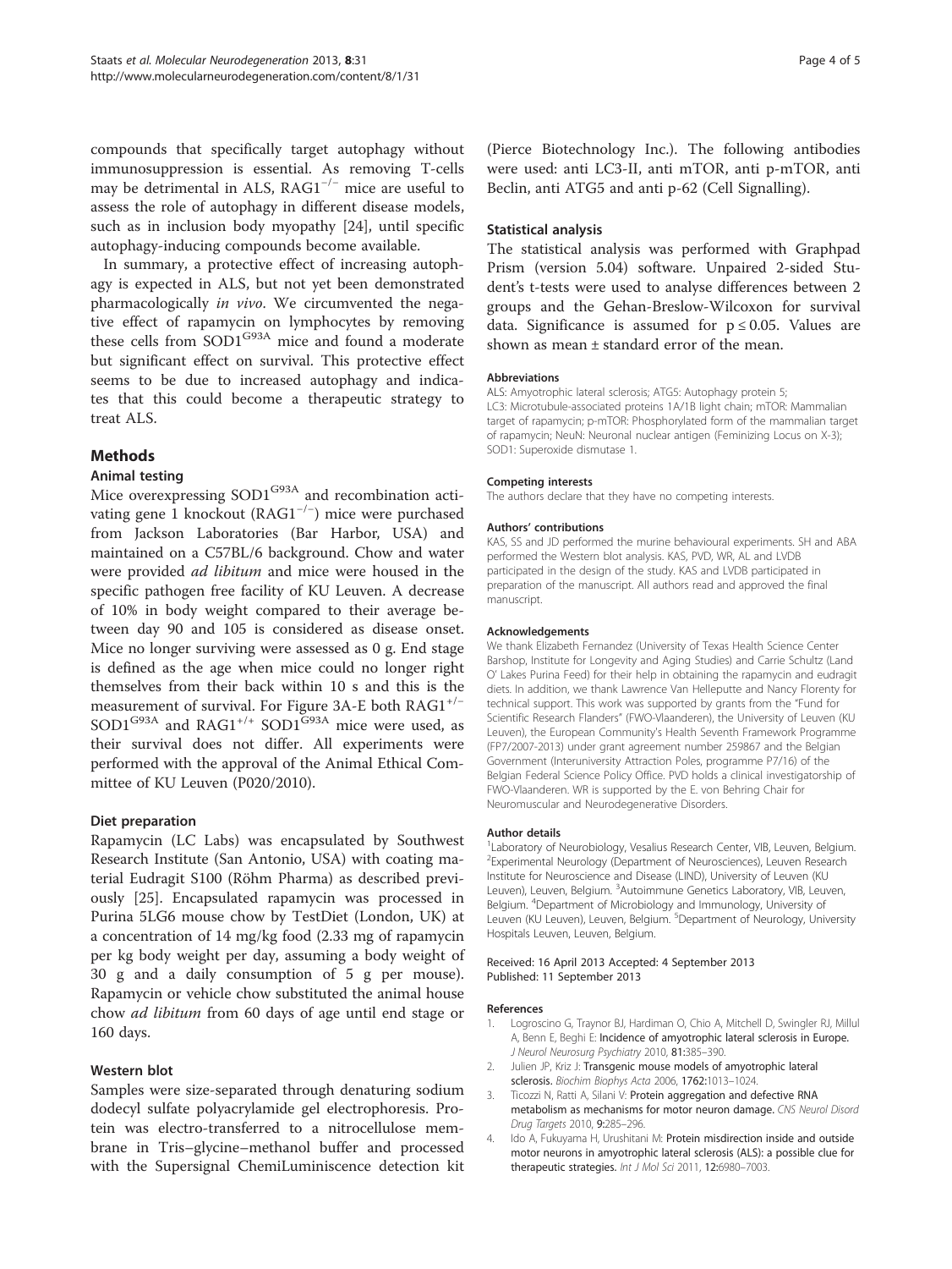compounds that specifically target autophagy without immunosuppression is essential. As removing T-cells may be detrimental in ALS, $RAG1^{-/-}$ mice are useful to assess the role of autophagy in different disease models, such as in inclusion body myopathy [24], until specific autophagy-inducing compounds become available.

In summary, a protective effect of increasing autophagy is expected in ALS, but not yet been demonstrated pharmacologically *in vivo*. We circumvented the negative effect of rapamycin on lymphocytes by removing these cells from $SOD1^{G93A}$ mice and found a moderate but significant effect on survival. This protective effect seems to be due to increased autophagy and indicates that this could become a therapeutic strategy to treat ALS.

## Methods

### Animal testing

Mice overexpressing $SOD1^{G93A}$ and recombination activating gene 1 knockout ($RAG1^{-/-}$) mice were purchased from Jackson Laboratories (Bar Harbor, USA) and maintained on a C57BL/6 background. Chow and water were provided *ad libitum* and mice were housed in the specific pathogen free facility of KU Leuven. A decrease of 10% in body weight compared to their average between day 90 and 105 is considered as disease onset. Mice no longer surviving were assessed as 0 g. End stage is defined as the age when mice could no longer right themselves from their back within 10 s and this is the measurement of survival. For Figure 3A-E both $RAG1^{+/-}$ $SOD1^{G93A}$ and $RAG1^{+/+}$ $SOD1^{G93A}$ mice were used, as their survival does not differ. All experiments were performed with the approval of the Animal Ethical Committee of KU Leuven (P020/2010).

### Diet preparation

Rapamycin (LC Labs) was encapsulated by Southwest Research Institute (San Antonio, USA) with coating material Eudragit S100 (Röhm Pharma) as described previously [25]. Encapsulated rapamycin was processed in Purina 5LG6 mouse chow by TestDiet (London, UK) at a concentration of 14 mg/kg food (2.33 mg of rapamycin per kg body weight per day, assuming a body weight of 30 g and a daily consumption of 5 g per mouse). Rapamycin or vehicle chow substituted the animal house chow *ad libitum* from 60 days of age until end stage or 160 days.

### Western blot

Samples were size-separated through denaturing sodium dodecyl sulfate polyacrylamide gel electrophoresis. Protein was electro-transferred to a nitrocellulose membrane in Tris–glycine–methanol buffer and processed with the Supersignal ChemiLuminiscence detection kit (Pierce Biotechnology Inc.). The following antibodies were used: anti LC3-II, anti mTOR, anti p-mTOR, anti Beclin, anti ATG5 and anti p-62 (Cell Signalling).

### Statistical analysis

The statistical analysis was performed with Graphpad Prism (version 5.04) software. Unpaired 2-sided Student's t-tests were used to analyse differences between 2 groups and the Gehan-Breslow-Wilcoxon for survival data. Significance is assumed for $p \leq 0.05$. Values are shown as mean ± standard error of the mean.

#### Abbreviations

ALS: Amyotrophic lateral sclerosis; ATG5: Autophagy protein 5; LC3: Microtubule-associated proteins 1A/1B light chain; mTOR: Mammalian target of rapamycin; p-mTOR: Phosphorylated form of the mammalian target of rapamycin; NeuN: Neuronal nuclear antigen (Feminizing Locus on X-3); SOD1: Superoxide dismutase 1.

#### Competing interests

The authors declare that they have no competing interests.

#### Authors' contributions

KAS, SS and JD performed the murine behavioural experiments. SH and ABA performed the Western blot analysis. KAS, PVD, WR, AL and LVDB participated in the design of the study. KAS and LVDB participated in preparation of the manuscript. All authors read and approved the final manuscript.

#### Acknowledgements

We thank Elizabeth Fernandez (University of Texas Health Science Center Barshop, Institute for Longevity and Aging Studies) and Carrie Schultz (Land O' Lakes Purina Feed) for their help in obtaining the rapamycin and eudragit diets. In addition, we thank Lawrence Van Helleputte and Nancy Florenty for technical support. This work was supported by grants from the "Fund for Scientific Research Flanders" (FWO-Vlaanderen), the University of Leuven (KU Leuven), the European Community's Health Seventh Framework Programme (FP7/2007-2013) under grant agreement number 259867 and the Belgian Government (Interuniversity Attraction Poles, programme P7/16) of the Belgian Federal Science Policy Office. PVD holds a clinical investigatorship of FWO-Vlaanderen. WR is supported by the E. von Behring Chair for Neuromuscular and Neurodegenerative Disorders.

#### Author details

[1]Laboratory of Neurobiology, Vesalius Research Center, VIB, Leuven, Belgium. [2]Experimental Neurology (Department of Neurosciences), Leuven Research Institute for Neuroscience and Disease (LIND), University of Leuven (KU Leuven), Leuven, Belgium. [3]Autoimmune Genetics Laboratory, VIB, Leuven, Belgium. [4]Department of Microbiology and Immunology, University of Leuven (KU Leuven), Leuven, Belgium. [5]Department of Neurology, University Hospitals Leuven, Leuven, Belgium.

Received: 16 April 2013 Accepted: 4 September 2013
Published: 11 September 2013

#### References

1. Logroscino G, Traynor BJ, Hardiman O, Chio A, Mitchell D, Swingler RJ, Millul A, Benn E, Beghi E: **Incidence of amyotrophic lateral sclerosis in Europe.** *J Neurol Neurosurg Psychiatry* 2010, **81:**385–390.
2. Julien JP, Kriz J: **Transgenic mouse models of amyotrophic lateral sclerosis.** *Biochim Biophys Acta* 2006, **1762:**1013–1024.
3. Ticozzi N, Ratti A, Silani V: **Protein aggregation and defective RNA metabolism as mechanisms for motor neuron damage.** *CNS Neurol Disord Drug Targets* 2010, **9:**285–296.
4. Ido A, Fukuyama H, Urushitani M: **Protein misdirection inside and outside motor neurons in amyotrophic lateral sclerosis (ALS): a possible clue for therapeutic strategies.** *Int J Mol Sci* 2011, **12:**6980–7003.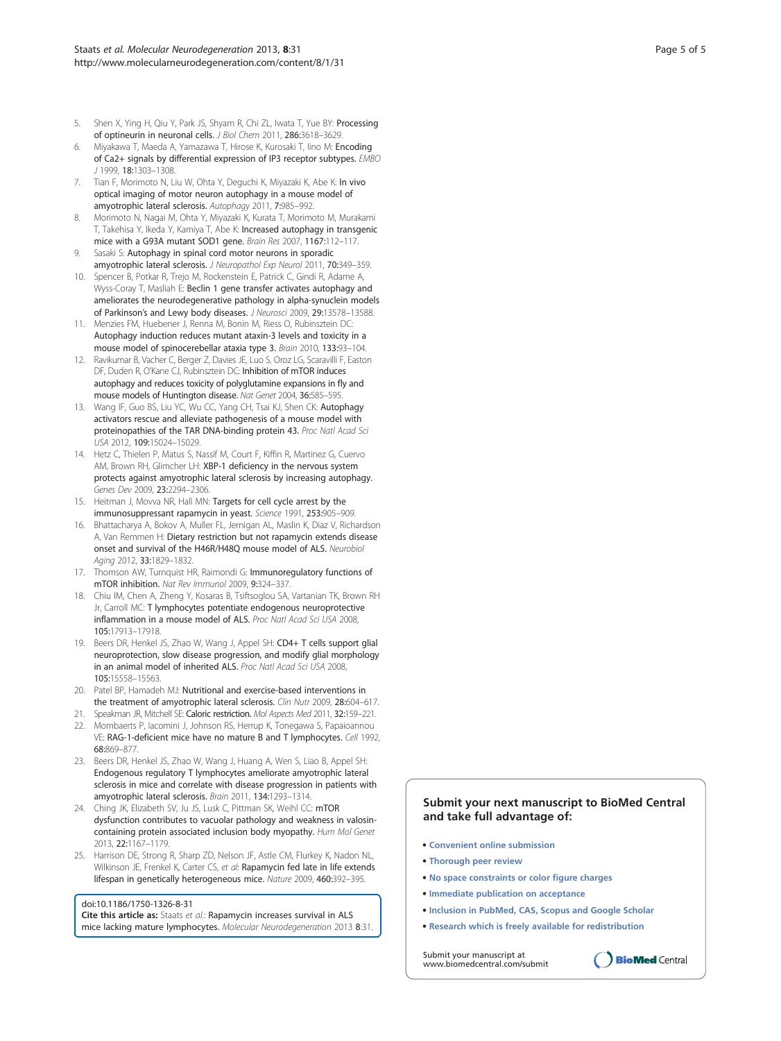5. Shen X, Ying H, Qiu Y, Park JS, Shyam R, Chi ZL, Iwata T, Yue BY: **Processing of optineurin in neuronal cells.** *J Biol Chem* 2011, **286:**3618–3629.
6. Miyakawa T, Maeda A, Yamazawa T, Hirose K, Kurosaki T, Iino M: **Encoding of Ca2+ signals by differential expression of IP3 receptor subtypes.** *EMBO J* 1999, **18:**1303–1308.
7. Tian F, Morimoto N, Liu W, Ohta Y, Deguchi K, Miyazaki K, Abe K: **In vivo optical imaging of motor neuron autophagy in a mouse model of amyotrophic lateral sclerosis.** *Autophagy* 2011, **7:**985–992.
8. Morimoto N, Nagai M, Ohta Y, Miyazaki K, Kurata T, Morimoto M, Murakami T, Takehisa Y, Ikeda Y, Kamiya T, Abe K: **Increased autophagy in transgenic mice with a G93A mutant SOD1 gene.** *Brain Res* 2007, **1167:**112–117.
9. Sasaki S: **Autophagy in spinal cord motor neurons in sporadic amyotrophic lateral sclerosis.** *J Neuropathol Exp Neurol* 2011, **70:**349–359.
10. Spencer B, Potkar R, Trejo M, Rockenstein E, Patrick C, Gindi R, Adame A, Wyss-Coray T, Masliah E: **Beclin 1 gene transfer activates autophagy and ameliorates the neurodegenerative pathology in alpha-synuclein models of Parkinson's and Lewy body diseases.** *J Neurosci* 2009, **29:**13578–13588.
11. Menzies FM, Huebener J, Renna M, Bonin M, Riess O, Rubinsztein DC: **Autophagy induction reduces mutant ataxin-3 levels and toxicity in a mouse model of spinocerebellar ataxia type 3.** *Brain* 2010, **133:**93–104.
12. Ravikumar B, Vacher C, Berger Z, Davies JE, Luo S, Oroz LG, Scaravilli F, Easton DF, Duden R, O'Kane CJ, Rubinsztein DC: **Inhibition of mTOR induces autophagy and reduces toxicity of polyglutamine expansions in fly and mouse models of Huntington disease.** *Nat Genet* 2004, **36:**585–595.
13. Wang IF, Guo BS, Liu YC, Wu CC, Yang CH, Tsai KJ, Shen CK: **Autophagy activators rescue and alleviate pathogenesis of a mouse model with proteinopathies of the TAR DNA-binding protein 43.** *Proc Natl Acad Sci USA* 2012, **109:**15024–15029.
14. Hetz C, Thielen P, Matus S, Nassif M, Court F, Kiffin R, Martinez G, Cuervo AM, Brown RH, Glimcher LH: **XBP-1 deficiency in the nervous system protects against amyotrophic lateral sclerosis by increasing autophagy.** *Genes Dev* 2009, **23:**2294–2306.
15. Heitman J, Movva NR, Hall MN: **Targets for cell cycle arrest by the immunosuppressant rapamycin in yeast.** *Science* 1991, **253:**905–909.
16. Bhattacharya A, Bokov A, Muller FL, Jernigan AL, Maslin K, Diaz V, Richardson A, Van Remmen H: **Dietary restriction but not rapamycin extends disease onset and survival of the H46R/H48Q mouse model of ALS.** *Neurobiol Aging* 2012, **33:**1829–1832.
17. Thomson AW, Turnquist HR, Raimondi G: **Immunoregulatory functions of mTOR inhibition.** *Nat Rev Immunol* 2009, **9:**324–337.
18. Chiu IM, Chen A, Zheng Y, Kosaras B, Tsiftsoglou SA, Vartanian TK, Brown RH Jr, Carroll MC: **T lymphocytes potentiate endogenous neuroprotective inflammation in a mouse model of ALS.** *Proc Natl Acad Sci USA* 2008, **105:**17913–17918.
19. Beers DR, Henkel JS, Zhao W, Wang J, Appel SH: **CD4+ T cells support glial neuroprotection, slow disease progression, and modify glial morphology in an animal model of inherited ALS.** *Proc Natl Acad Sci USA* 2008, **105:**15558–15563.
20. Patel BP, Hamadeh MJ: **Nutritional and exercise-based interventions in the treatment of amyotrophic lateral sclerosis.** *Clin Nutr* 2009, **28:**604–617.
21. Speakman JR, Mitchell SE: **Caloric restriction.** *Mol Aspects Med* 2011, **32:**159–221.
22. Mombaerts P, Iacomini J, Johnson RS, Herrup K, Tonegawa S, Papaioannou VE: **RAG-1-deficient mice have no mature B and T lymphocytes.** *Cell* 1992, **68:**869–877.
23. Beers DR, Henkel JS, Zhao W, Wang J, Huang A, Wen S, Liao B, Appel SH: **Endogenous regulatory T lymphocytes ameliorate amyotrophic lateral sclerosis in mice and correlate with disease progression in patients with amyotrophic lateral sclerosis.** *Brain* 2011, **134:**1293–1314.
24. Ching JK, Elizabeth SV, Ju JS, Lusk C, Pittman SK, Weihl CC: **mTOR dysfunction contributes to vacuolar pathology and weakness in valosin-containing protein associated inclusion body myopathy.** *Hum Mol Genet* 2013, **22:**1167–1179.
25. Harrison DE, Strong R, Sharp ZD, Nelson JF, Astle CM, Flurkey K, Nadon NL, Wilkinson JE, Frenkel K, Carter CS, *et al*: **Rapamycin fed late in life extends lifespan in genetically heterogeneous mice.** *Nature* 2009, **460:**392–395.

doi:10.1186/1750-1326-8-31
**Cite this article as:** Staats *et al.*: Rapamycin increases survival in ALS mice lacking mature lymphocytes. *Molecular Neurodegeneration* 2013 **8**:31.

**Submit your next manuscript to BioMed Central and take full advantage of:**

- **Convenient online submission**
- **Thorough peer review**
- **No space constraints or color figure charges**
- **Immediate publication on acceptance**
- **Inclusion in PubMed, CAS, Scopus and Google Scholar**
- **Research which is freely available for redistribution**

Submit your manuscript at www.biomedcentral.com/submit

BioMed Central